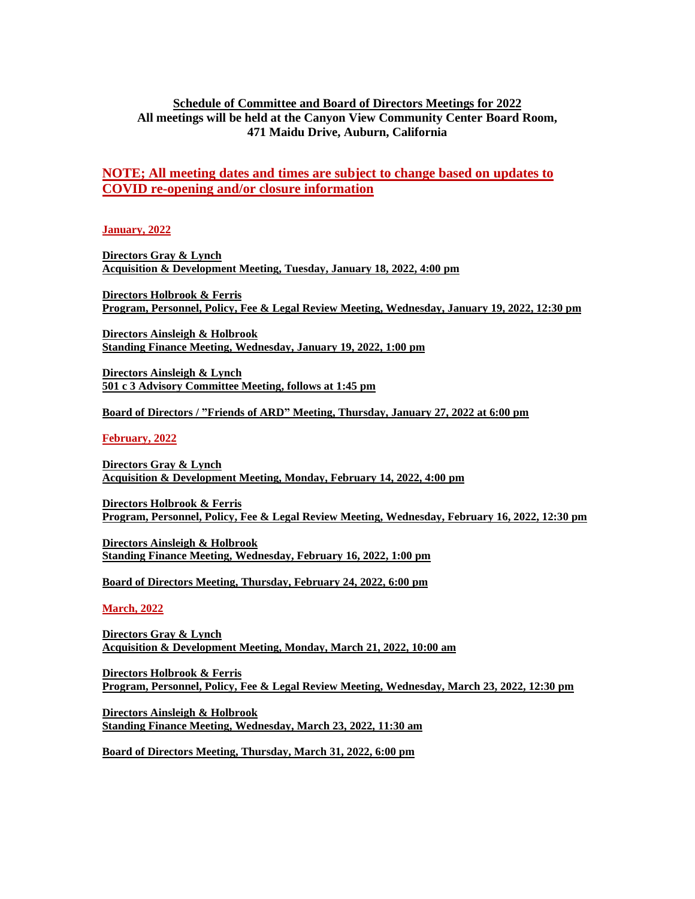**Schedule of Committee and Board of Directors Meetings for 2022**
**All meetings will be held at the Canyon View Community Center Board Room, 471 Maidu Drive, Auburn, California**

## NOTE; All meeting dates and times are subject to change based on updates to COVID re-opening and/or closure information

### January, 2022

**Directors Gray & Lynch**
**Acquisition & Development Meeting, Tuesday, January 18, 2022, 4:00 pm**

**Directors Holbrook & Ferris**
**Program, Personnel, Policy, Fee & Legal Review Meeting, Wednesday, January 19, 2022, 12:30 pm**

**Directors Ainsleigh & Holbrook**
**Standing Finance Meeting, Wednesday, January 19, 2022, 1:00 pm**

**Directors Ainsleigh & Lynch**
**501 c 3 Advisory Committee Meeting, follows at 1:45 pm**

**Board of Directors / "Friends of ARD" Meeting, Thursday, January 27, 2022 at 6:00 pm**

### February, 2022

**Directors Gray & Lynch**
**Acquisition & Development Meeting, Monday, February 14, 2022, 4:00 pm**

**Directors Holbrook & Ferris**
**Program, Personnel, Policy, Fee & Legal Review Meeting, Wednesday, February 16, 2022, 12:30 pm**

**Directors Ainsleigh & Holbrook**
**Standing Finance Meeting, Wednesday, February 16, 2022, 1:00 pm**

**Board of Directors Meeting, Thursday, February 24, 2022, 6:00 pm**

### March, 2022

**Directors Gray & Lynch**
**Acquisition & Development Meeting, Monday, March 21, 2022, 10:00 am**

**Directors Holbrook & Ferris**
**Program, Personnel, Policy, Fee & Legal Review Meeting, Wednesday, March 23, 2022, 12:30 pm**

**Directors Ainsleigh & Holbrook**
**Standing Finance Meeting, Wednesday, March 23, 2022, 11:30 am**

**Board of Directors Meeting, Thursday, March 31, 2022, 6:00 pm**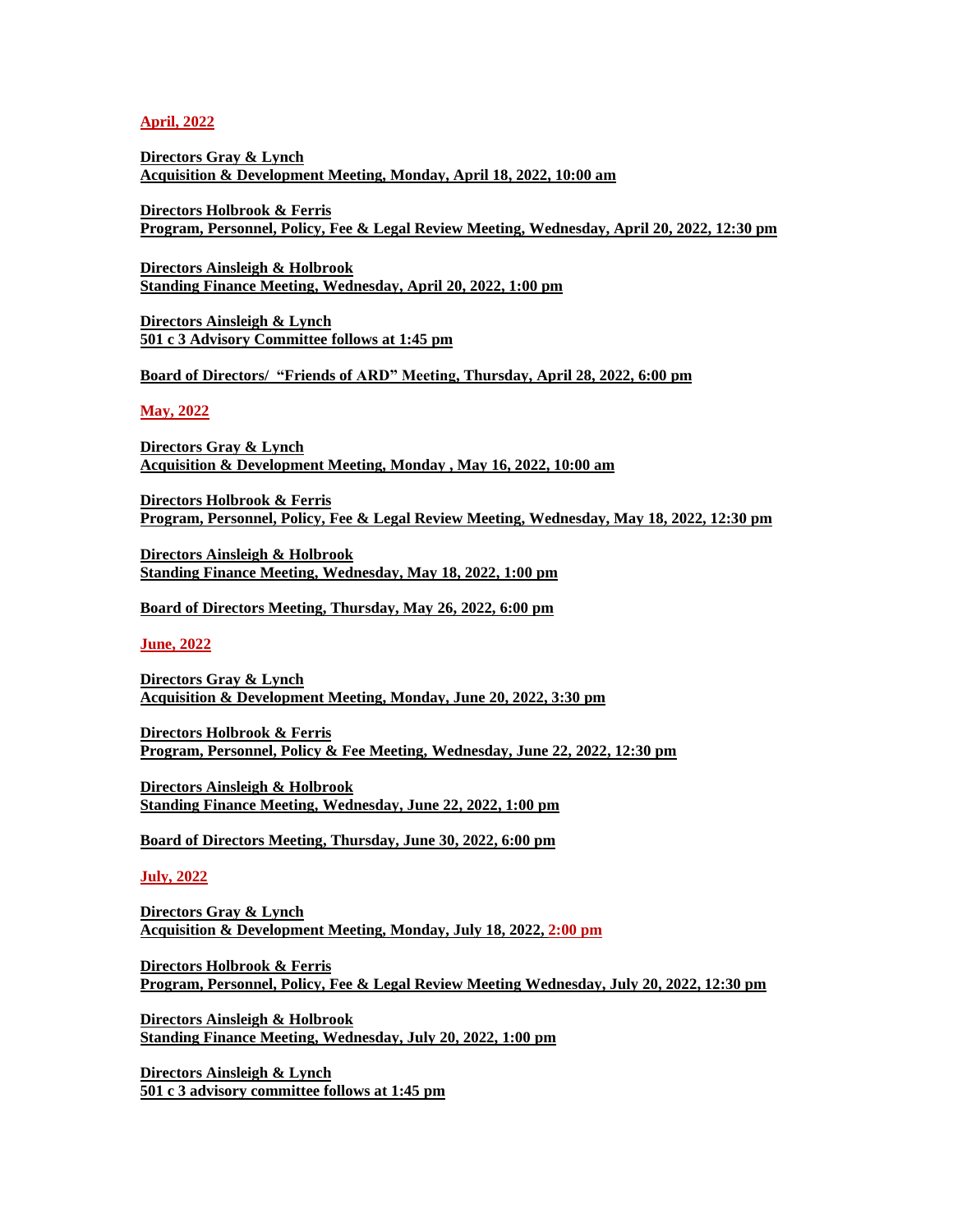**April, 2022**

**Directors Gray & Lynch**
**Acquisition & Development Meeting, Monday, April 18, 2022, 10:00 am**

**Directors Holbrook & Ferris**
**Program, Personnel, Policy, Fee & Legal Review Meeting, Wednesday, April 20, 2022, 12:30 pm**

**Directors Ainsleigh & Holbrook**
**Standing Finance Meeting, Wednesday, April 20, 2022, 1:00 pm**

**Directors Ainsleigh & Lynch**
**501 c 3 Advisory Committee follows at 1:45 pm**

**Board of Directors/ "Friends of ARD" Meeting, Thursday, April 28, 2022, 6:00 pm**

**May, 2022**

**Directors Gray & Lynch**
**Acquisition & Development Meeting, Monday , May 16, 2022, 10:00 am**

**Directors Holbrook & Ferris**
**Program, Personnel, Policy, Fee & Legal Review Meeting, Wednesday, May 18, 2022, 12:30 pm**

**Directors Ainsleigh & Holbrook**
**Standing Finance Meeting, Wednesday, May 18, 2022, 1:00 pm**

**Board of Directors Meeting, Thursday, May 26, 2022, 6:00 pm**

**June, 2022**

**Directors Gray & Lynch**
**Acquisition & Development Meeting, Monday, June 20, 2022, 3:30 pm**

**Directors Holbrook & Ferris**
**Program, Personnel, Policy & Fee Meeting, Wednesday, June 22, 2022, 12:30 pm**

**Directors Ainsleigh & Holbrook**
**Standing Finance Meeting, Wednesday, June 22, 2022, 1:00 pm**

**Board of Directors Meeting, Thursday, June 30, 2022, 6:00 pm**

**July, 2022**

**Directors Gray & Lynch**
**Acquisition & Development Meeting, Monday, July 18, 2022, 2:00 pm**

**Directors Holbrook & Ferris**
**Program, Personnel, Policy, Fee & Legal Review Meeting Wednesday, July 20, 2022, 12:30 pm**

**Directors Ainsleigh & Holbrook**
**Standing Finance Meeting, Wednesday, July 20, 2022, 1:00 pm**

**Directors Ainsleigh & Lynch**
**501 c 3 advisory committee follows at 1:45 pm**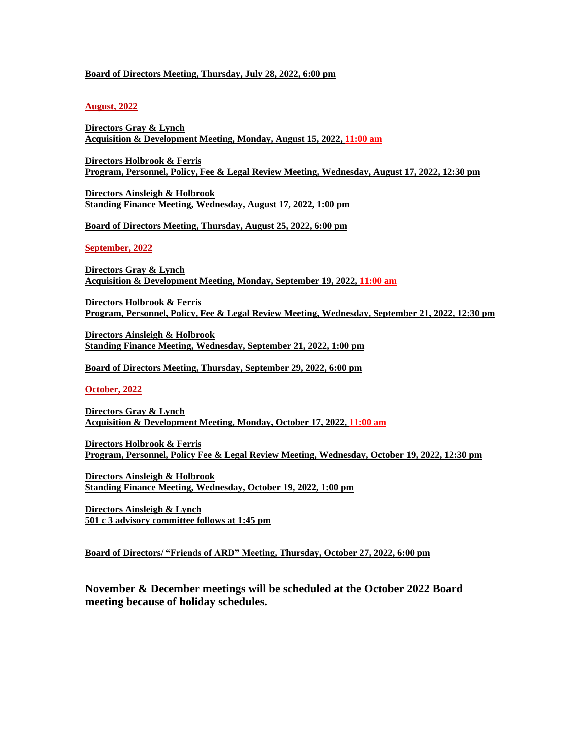**Board of Directors Meeting, Thursday, July 28, 2022, 6:00 pm**

**August, 2022**

**Directors Gray & Lynch**
**Acquisition & Development Meeting, Monday, August 15, 2022, 11:00 am**

**Directors Holbrook & Ferris**
**Program, Personnel, Policy, Fee & Legal Review Meeting, Wednesday, August 17, 2022, 12:30 pm**

**Directors Ainsleigh & Holbrook**
**Standing Finance Meeting, Wednesday, August 17, 2022, 1:00 pm**

**Board of Directors Meeting, Thursday, August 25, 2022, 6:00 pm**

**September, 2022**

**Directors Gray & Lynch**
**Acquisition & Development Meeting, Monday, September 19, 2022, 11:00 am**

**Directors Holbrook & Ferris**
**Program, Personnel, Policy, Fee & Legal Review Meeting, Wednesday, September 21, 2022, 12:30 pm**

**Directors Ainsleigh & Holbrook**
**Standing Finance Meeting, Wednesday, September 21, 2022, 1:00 pm**

**Board of Directors Meeting, Thursday, September 29, 2022, 6:00 pm**

**October, 2022**

**Directors Gray & Lynch**
**Acquisition & Development Meeting, Monday, October 17, 2022, 11:00 am**

**Directors Holbrook & Ferris**
**Program, Personnel, Policy Fee & Legal Review Meeting, Wednesday, October 19, 2022, 12:30 pm**

**Directors Ainsleigh & Holbrook**
**Standing Finance Meeting, Wednesday, October 19, 2022, 1:00 pm**

**Directors Ainsleigh & Lynch**
**501 c 3 advisory committee follows at 1:45 pm**

**Board of Directors/ "Friends of ARD" Meeting, Thursday, October 27, 2022, 6:00 pm**

**November & December meetings will be scheduled at the October 2022 Board meeting because of holiday schedules.**